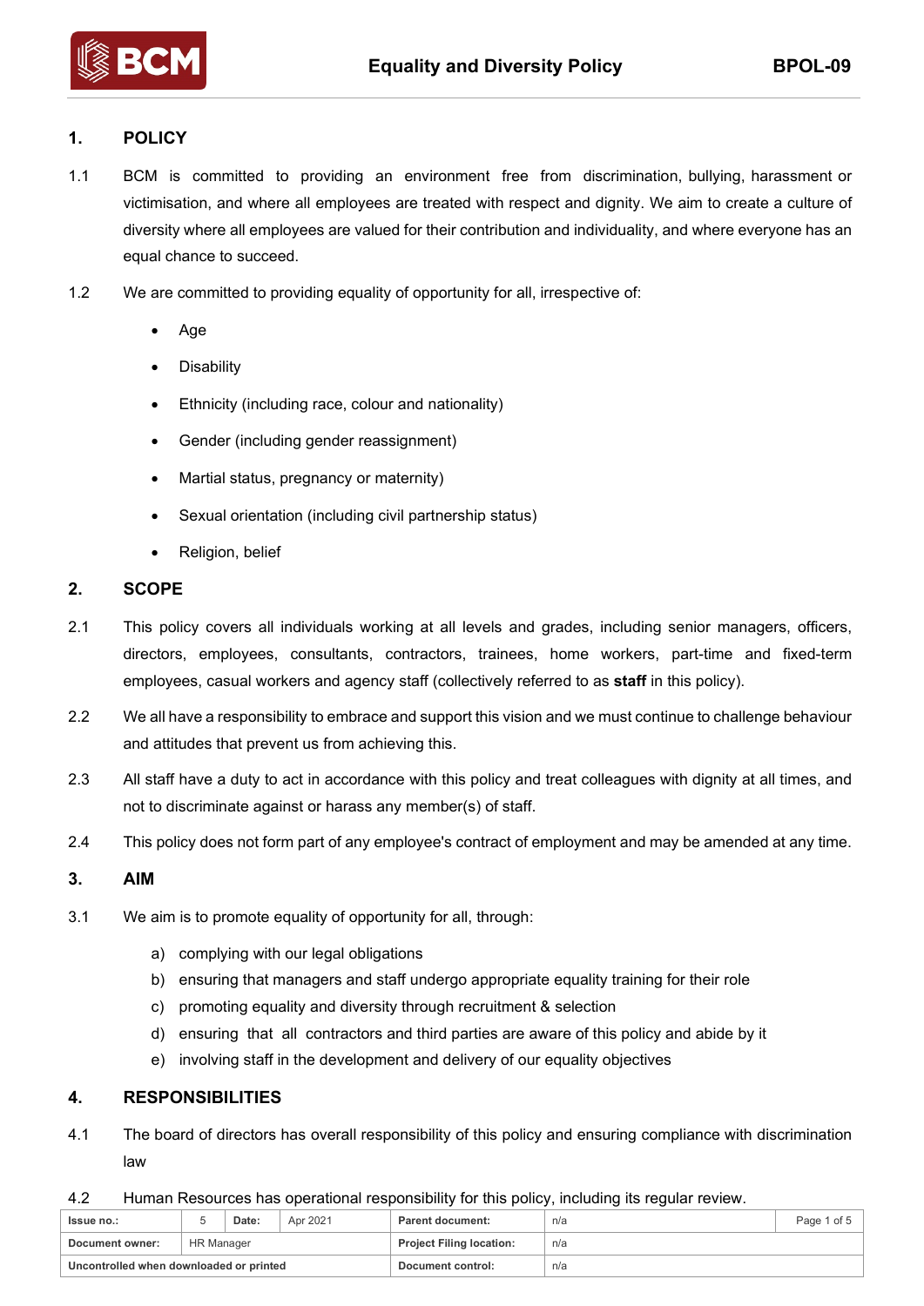## 1. POLICY

1.1 BCM is committed to providing an environment free from discrimination, bullying, harassment or victimisation, and where all employees are treated with respect and dignity. We aim to create a culture of diversity where all employees are valued for their contribution and individuality, and where everyone has an equal chance to succeed.

1.2 We are committed to providing equality of opportunity for all, irrespective of:

- Age
- Disability
- Ethnicity (including race, colour and nationality)
- Gender (including gender reassignment)
- Martial status, pregnancy or maternity)
- Sexual orientation (including civil partnership status)
- Religion, belief

## 2. SCOPE

2.1 This policy covers all individuals working at all levels and grades, including senior managers, officers, directors, employees, consultants, contractors, trainees, home workers, part-time and fixed-term employees, casual workers and agency staff (collectively referred to as **staff** in this policy).

2.2 We all have a responsibility to embrace and support this vision and we must continue to challenge behaviour and attitudes that prevent us from achieving this.

2.3 All staff have a duty to act in accordance with this policy and treat colleagues with dignity at all times, and not to discriminate against or harass any member(s) of staff.

2.4 This policy does not form part of any employee's contract of employment and may be amended at any time.

## 3. AIM

3.1 We aim is to promote equality of opportunity for all, through:

a) complying with our legal obligations
b) ensuring that managers and staff undergo appropriate equality training for their role
c) promoting equality and diversity through recruitment & selection
d) ensuring that all contractors and third parties are aware of this policy and abide by it
e) involving staff in the development and delivery of our equality objectives

## 4. RESPONSIBILITIES

4.1 The board of directors has overall responsibility of this policy and ensuring compliance with discrimination law

4.2 Human Resources has operational responsibility for this policy, including its regular review.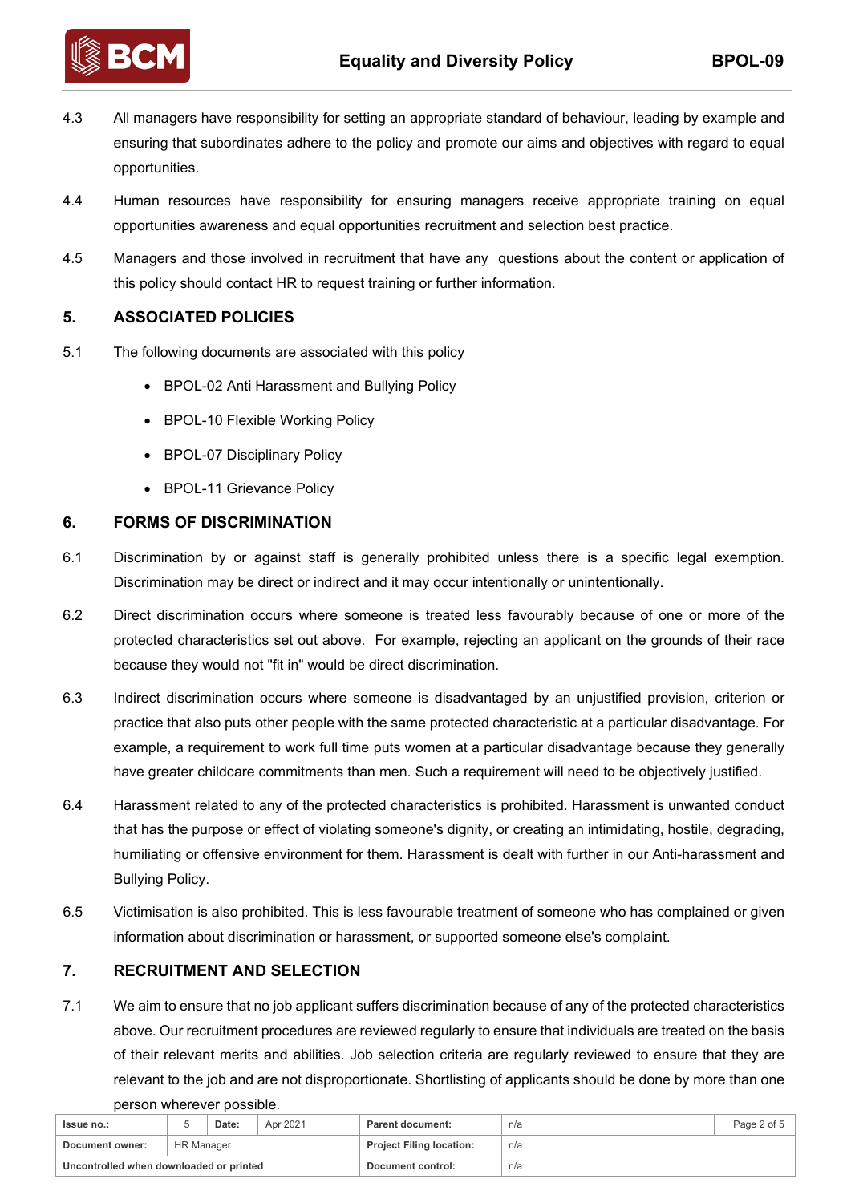4.3 All managers have responsibility for setting an appropriate standard of behaviour, leading by example and ensuring that subordinates adhere to the policy and promote our aims and objectives with regard to equal opportunities.

4.4 Human resources have responsibility for ensuring managers receive appropriate training on equal opportunities awareness and equal opportunities recruitment and selection best practice.

4.5 Managers and those involved in recruitment that have any questions about the content or application of this policy should contact HR to request training or further information.

## 5. ASSOCIATED POLICIES

5.1 The following documents are associated with this policy

- BPOL-02 Anti Harassment and Bullying Policy
- BPOL-10 Flexible Working Policy
- BPOL-07 Disciplinary Policy
- BPOL-11 Grievance Policy

## 6. FORMS OF DISCRIMINATION

6.1 Discrimination by or against staff is generally prohibited unless there is a specific legal exemption. Discrimination may be direct or indirect and it may occur intentionally or unintentionally.

6.2 Direct discrimination occurs where someone is treated less favourably because of one or more of the protected characteristics set out above. For example, rejecting an applicant on the grounds of their race because they would not "fit in" would be direct discrimination.

6.3 Indirect discrimination occurs where someone is disadvantaged by an unjustified provision, criterion or practice that also puts other people with the same protected characteristic at a particular disadvantage. For example, a requirement to work full time puts women at a particular disadvantage because they generally have greater childcare commitments than men. Such a requirement will need to be objectively justified.

6.4 Harassment related to any of the protected characteristics is prohibited. Harassment is unwanted conduct that has the purpose or effect of violating someone's dignity, or creating an intimidating, hostile, degrading, humiliating or offensive environment for them. Harassment is dealt with further in our Anti-harassment and Bullying Policy.

6.5 Victimisation is also prohibited. This is less favourable treatment of someone who has complained or given information about discrimination or harassment, or supported someone else's complaint.

## 7. RECRUITMENT AND SELECTION

7.1 We aim to ensure that no job applicant suffers discrimination because of any of the protected characteristics above. Our recruitment procedures are reviewed regularly to ensure that individuals are treated on the basis of their relevant merits and abilities. Job selection criteria are regularly reviewed to ensure that they are relevant to the job and are not disproportionate. Shortlisting of applicants should be done by more than one person wherever possible.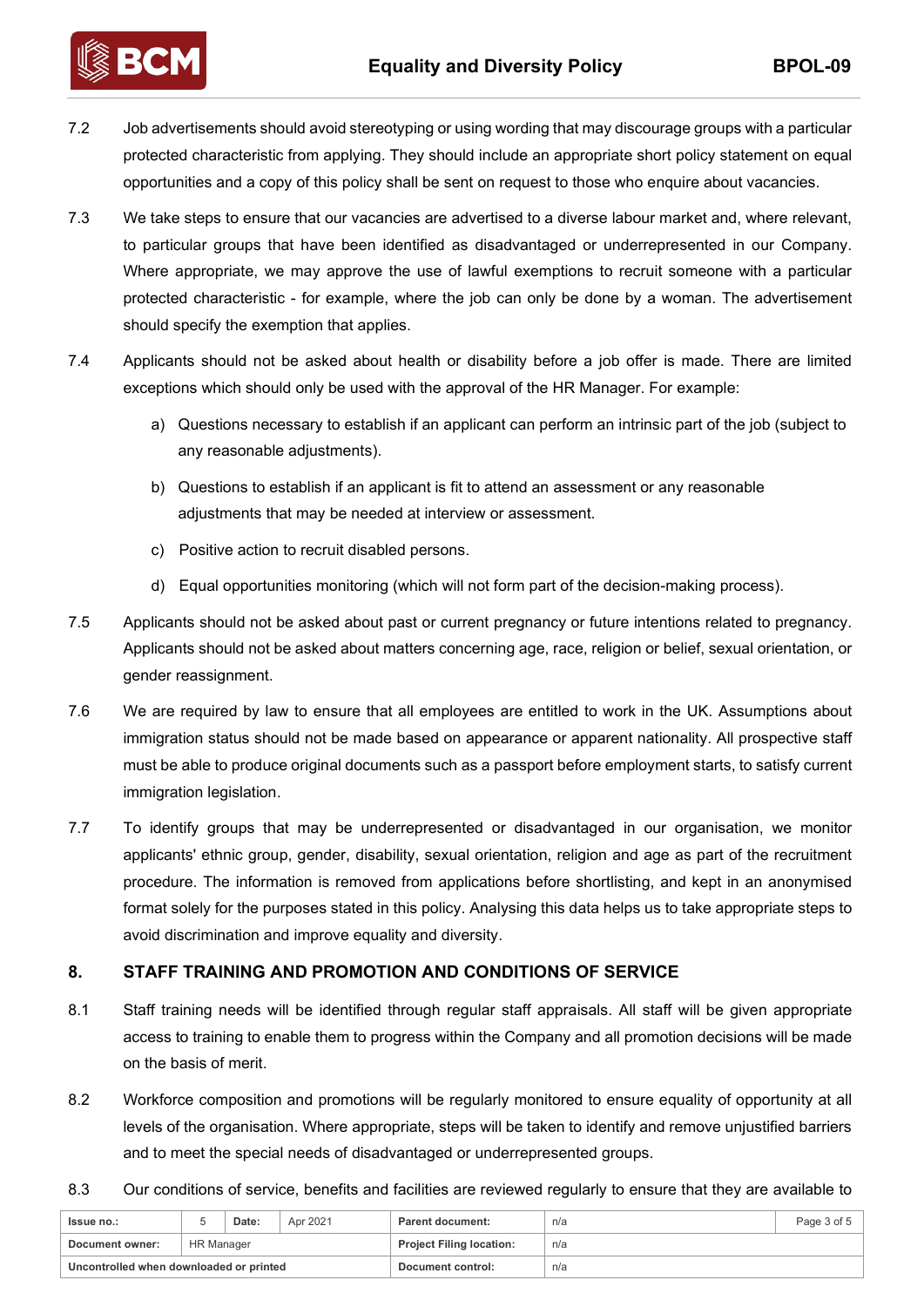7.2 Job advertisements should avoid stereotyping or using wording that may discourage groups with a particular protected characteristic from applying. They should include an appropriate short policy statement on equal opportunities and a copy of this policy shall be sent on request to those who enquire about vacancies.

7.3 We take steps to ensure that our vacancies are advertised to a diverse labour market and, where relevant, to particular groups that have been identified as disadvantaged or underrepresented in our Company. Where appropriate, we may approve the use of lawful exemptions to recruit someone with a particular protected characteristic - for example, where the job can only be done by a woman. The advertisement should specify the exemption that applies.

7.4 Applicants should not be asked about health or disability before a job offer is made. There are limited exceptions which should only be used with the approval of the HR Manager. For example:

a) Questions necessary to establish if an applicant can perform an intrinsic part of the job (subject to any reasonable adjustments).

b) Questions to establish if an applicant is fit to attend an assessment or any reasonable adjustments that may be needed at interview or assessment.

c) Positive action to recruit disabled persons.

d) Equal opportunities monitoring (which will not form part of the decision-making process).

7.5 Applicants should not be asked about past or current pregnancy or future intentions related to pregnancy. Applicants should not be asked about matters concerning age, race, religion or belief, sexual orientation, or gender reassignment.

7.6 We are required by law to ensure that all employees are entitled to work in the UK. Assumptions about immigration status should not be made based on appearance or apparent nationality. All prospective staff must be able to produce original documents such as a passport before employment starts, to satisfy current immigration legislation.

7.7 To identify groups that may be underrepresented or disadvantaged in our organisation, we monitor applicants' ethnic group, gender, disability, sexual orientation, religion and age as part of the recruitment procedure. The information is removed from applications before shortlisting, and kept in an anonymised format solely for the purposes stated in this policy. Analysing this data helps us to take appropriate steps to avoid discrimination and improve equality and diversity.

## 8. STAFF TRAINING AND PROMOTION AND CONDITIONS OF SERVICE

8.1 Staff training needs will be identified through regular staff appraisals. All staff will be given appropriate access to training to enable them to progress within the Company and all promotion decisions will be made on the basis of merit.

8.2 Workforce composition and promotions will be regularly monitored to ensure equality of opportunity at all levels of the organisation. Where appropriate, steps will be taken to identify and remove unjustified barriers and to meet the special needs of disadvantaged or underrepresented groups.

8.3 Our conditions of service, benefits and facilities are reviewed regularly to ensure that they are available to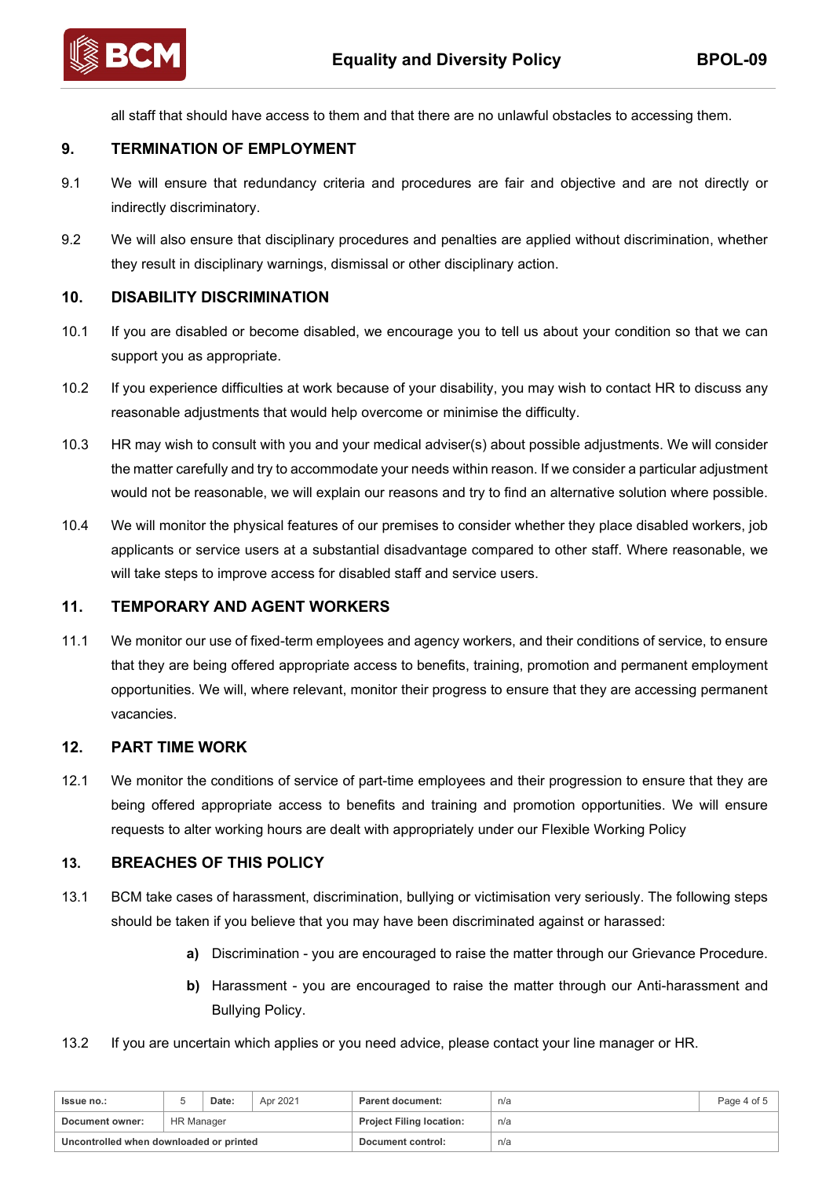all staff that should have access to them and that there are no unlawful obstacles to accessing them.

## 9. TERMINATION OF EMPLOYMENT

9.1 We will ensure that redundancy criteria and procedures are fair and objective and are not directly or indirectly discriminatory.

9.2 We will also ensure that disciplinary procedures and penalties are applied without discrimination, whether they result in disciplinary warnings, dismissal or other disciplinary action.

## 10. DISABILITY DISCRIMINATION

10.1 If you are disabled or become disabled, we encourage you to tell us about your condition so that we can support you as appropriate.

10.2 If you experience difficulties at work because of your disability, you may wish to contact HR to discuss any reasonable adjustments that would help overcome or minimise the difficulty.

10.3 HR may wish to consult with you and your medical adviser(s) about possible adjustments. We will consider the matter carefully and try to accommodate your needs within reason. If we consider a particular adjustment would not be reasonable, we will explain our reasons and try to find an alternative solution where possible.

10.4 We will monitor the physical features of our premises to consider whether they place disabled workers, job applicants or service users at a substantial disadvantage compared to other staff. Where reasonable, we will take steps to improve access for disabled staff and service users.

## 11. TEMPORARY AND AGENT WORKERS

11.1 We monitor our use of fixed-term employees and agency workers, and their conditions of service, to ensure that they are being offered appropriate access to benefits, training, promotion and permanent employment opportunities. We will, where relevant, monitor their progress to ensure that they are accessing permanent vacancies.

## 12. PART TIME WORK

12.1 We monitor the conditions of service of part-time employees and their progression to ensure that they are being offered appropriate access to benefits and training and promotion opportunities. We will ensure requests to alter working hours are dealt with appropriately under our Flexible Working Policy

## 13. BREACHES OF THIS POLICY

13.1 BCM take cases of harassment, discrimination, bullying or victimisation very seriously. The following steps should be taken if you believe that you may have been discriminated against or harassed:

- **a)** Discrimination - you are encouraged to raise the matter through our Grievance Procedure.
- **b)** Harassment - you are encouraged to raise the matter through our Anti-harassment and Bullying Policy.

13.2 If you are uncertain which applies or you need advice, please contact your line manager or HR.

| Issue no.: | 5 | Date: | Apr 2021 | Parent document: | n/a |
|---|---|---|---|---|---|
| Document owner: | HR Manager | | | Project Filing location: | n/a |
| Uncontrolled when downloaded or printed | | | | Document control: | n/a |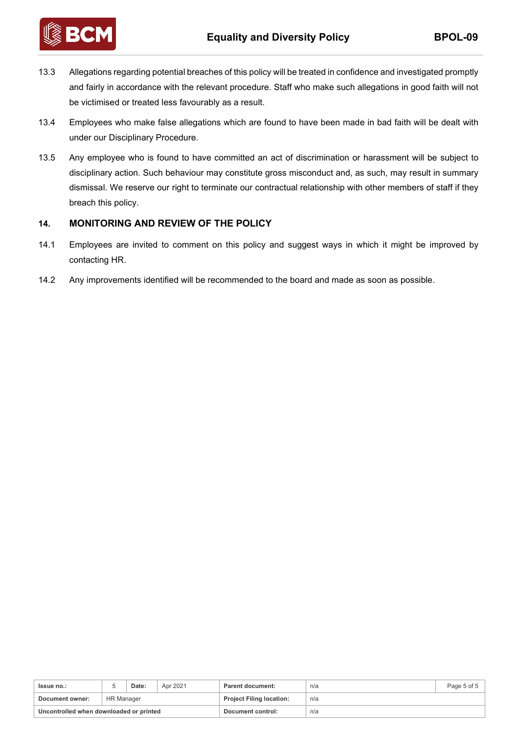13.3 Allegations regarding potential breaches of this policy will be treated in confidence and investigated promptly and fairly in accordance with the relevant procedure. Staff who make such allegations in good faith will not be victimised or treated less favourably as a result.

13.4 Employees who make false allegations which are found to have been made in bad faith will be dealt with under our Disciplinary Procedure.

13.5 Any employee who is found to have committed an act of discrimination or harassment will be subject to disciplinary action. Such behaviour may constitute gross misconduct and, as such, may result in summary dismissal. We reserve our right to terminate our contractual relationship with other members of staff if they breach this policy.

## 14. MONITORING AND REVIEW OF THE POLICY

14.1 Employees are invited to comment on this policy and suggest ways in which it might be improved by contacting HR.

14.2 Any improvements identified will be recommended to the board and made as soon as possible.